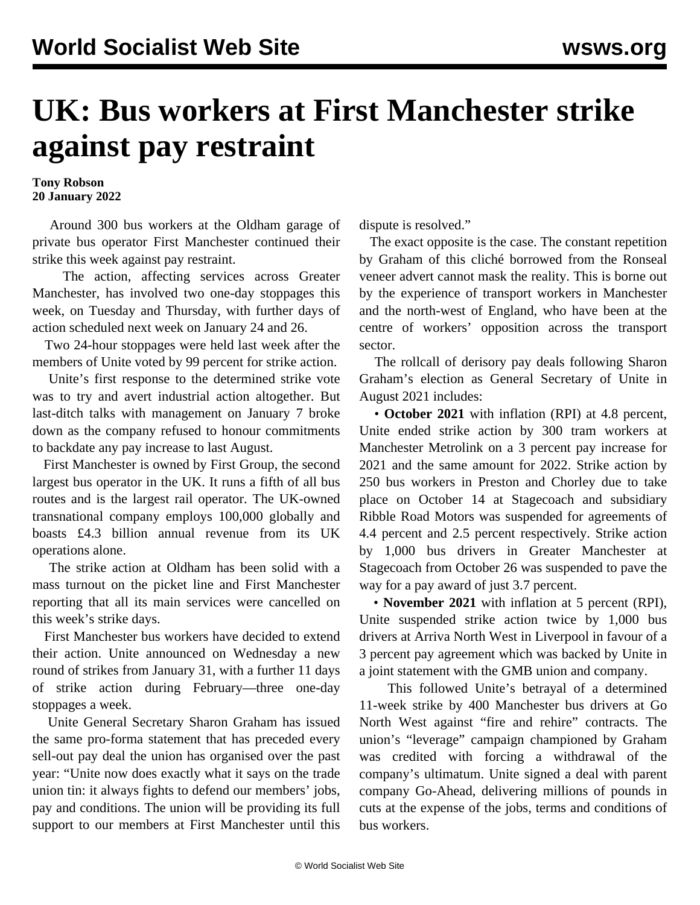# UK: Bus workers at First Manchester strike against pay restraint

**Tony Robson**
**20 January 2022**

Around 300 bus workers at the Oldham garage of private bus operator First Manchester continued their strike this week against pay restraint.

The action, affecting services across Greater Manchester, has involved two one-day stoppages this week, on Tuesday and Thursday, with further days of action scheduled next week on January 24 and 26.

Two 24-hour stoppages were held last week after the members of Unite voted by 99 percent for strike action.

Unite's first response to the determined strike vote was to try and avert industrial action altogether. But last-ditch talks with management on January 7 broke down as the company refused to honour commitments to backdate any pay increase to last August.

First Manchester is owned by First Group, the second largest bus operator in the UK. It runs a fifth of all bus routes and is the largest rail operator. The UK-owned transnational company employs 100,000 globally and boasts £4.3 billion annual revenue from its UK operations alone.

The strike action at Oldham has been solid with a mass turnout on the picket line and First Manchester reporting that all its main services were cancelled on this week's strike days.

First Manchester bus workers have decided to extend their action. Unite announced on Wednesday a new round of strikes from January 31, with a further 11 days of strike action during February—three one-day stoppages a week.

Unite General Secretary Sharon Graham has issued the same pro-forma statement that has preceded every sell-out pay deal the union has organised over the past year: "Unite now does exactly what it says on the trade union tin: it always fights to defend our members' jobs, pay and conditions. The union will be providing its full support to our members at First Manchester until this dispute is resolved."

The exact opposite is the case. The constant repetition by Graham of this cliché borrowed from the Ronseal veneer advert cannot mask the reality. This is borne out by the experience of transport workers in Manchester and the north-west of England, who have been at the centre of workers' opposition across the transport sector.

The rollcall of derisory pay deals following Sharon Graham's election as General Secretary of Unite in August 2021 includes:

- **October 2021** with inflation (RPI) at 4.8 percent, Unite ended strike action by 300 tram workers at Manchester Metrolink on a 3 percent pay increase for 2021 and the same amount for 2022. Strike action by 250 bus workers in Preston and Chorley due to take place on October 14 at Stagecoach and subsidiary Ribble Road Motors was suspended for agreements of 4.4 percent and 2.5 percent respectively. Strike action by 1,000 bus drivers in Greater Manchester at Stagecoach from October 26 was suspended to pave the way for a pay award of just 3.7 percent.
- **November 2021** with inflation at 5 percent (RPI), Unite suspended strike action twice by 1,000 bus drivers at Arriva North West in Liverpool in favour of a 3 percent pay agreement which was backed by Unite in a joint statement with the GMB union and company.

This followed Unite's betrayal of a determined 11-week strike by 400 Manchester bus drivers at Go North West against "fire and rehire" contracts. The union's "leverage" campaign championed by Graham was credited with forcing a withdrawal of the company's ultimatum. Unite signed a deal with parent company Go-Ahead, delivering millions of pounds in cuts at the expense of the jobs, terms and conditions of bus workers.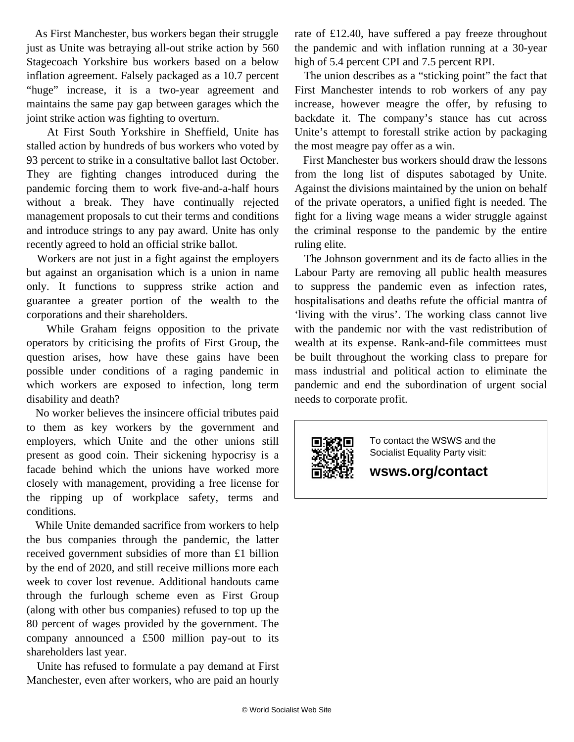As First Manchester, bus workers began their struggle just as Unite was betraying all-out strike action by 560 Stagecoach Yorkshire bus workers based on a below inflation agreement. Falsely packaged as a 10.7 percent "huge" increase, it is a two-year agreement and maintains the same pay gap between garages which the joint strike action was fighting to overturn.

At First South Yorkshire in Sheffield, Unite has stalled action by hundreds of bus workers who voted by 93 percent to strike in a consultative ballot last October. They are fighting changes introduced during the pandemic forcing them to work five-and-a-half hours without a break. They have continually rejected management proposals to cut their terms and conditions and introduce strings to any pay award. Unite has only recently agreed to hold an official strike ballot.

Workers are not just in a fight against the employers but against an organisation which is a union in name only. It functions to suppress strike action and guarantee a greater portion of the wealth to the corporations and their shareholders.

While Graham feigns opposition to the private operators by criticising the profits of First Group, the question arises, how have these gains have been possible under conditions of a raging pandemic in which workers are exposed to infection, long term disability and death?

No worker believes the insincere official tributes paid to them as key workers by the government and employers, which Unite and the other unions still present as good coin. Their sickening hypocrisy is a facade behind which the unions have worked more closely with management, providing a free license for the ripping up of workplace safety, terms and conditions.

While Unite demanded sacrifice from workers to help the bus companies through the pandemic, the latter received government subsidies of more than £1 billion by the end of 2020, and still receive millions more each week to cover lost revenue. Additional handouts came through the furlough scheme even as First Group (along with other bus companies) refused to top up the 80 percent of wages provided by the government. The company announced a £500 million pay-out to its shareholders last year.

Unite has refused to formulate a pay demand at First Manchester, even after workers, who are paid an hourly rate of £12.40, have suffered a pay freeze throughout the pandemic and with inflation running at a 30-year high of 5.4 percent CPI and 7.5 percent RPI.

The union describes as a "sticking point" the fact that First Manchester intends to rob workers of any pay increase, however meagre the offer, by refusing to backdate it. The company's stance has cut across Unite's attempt to forestall strike action by packaging the most meagre pay offer as a win.

First Manchester bus workers should draw the lessons from the long list of disputes sabotaged by Unite. Against the divisions maintained by the union on behalf of the private operators, a unified fight is needed. The fight for a living wage means a wider struggle against the criminal response to the pandemic by the entire ruling elite.

The Johnson government and its de facto allies in the Labour Party are removing all public health measures to suppress the pandemic even as infection rates, hospitalisations and deaths refute the official mantra of 'living with the virus'. The working class cannot live with the pandemic nor with the vast redistribution of wealth at its expense. Rank-and-file committees must be built throughout the working class to prepare for mass industrial and political action to eliminate the pandemic and end the subordination of urgent social needs to corporate profit.

To contact the WSWS and the Socialist Equality Party visit:

**wsws.org/contact**